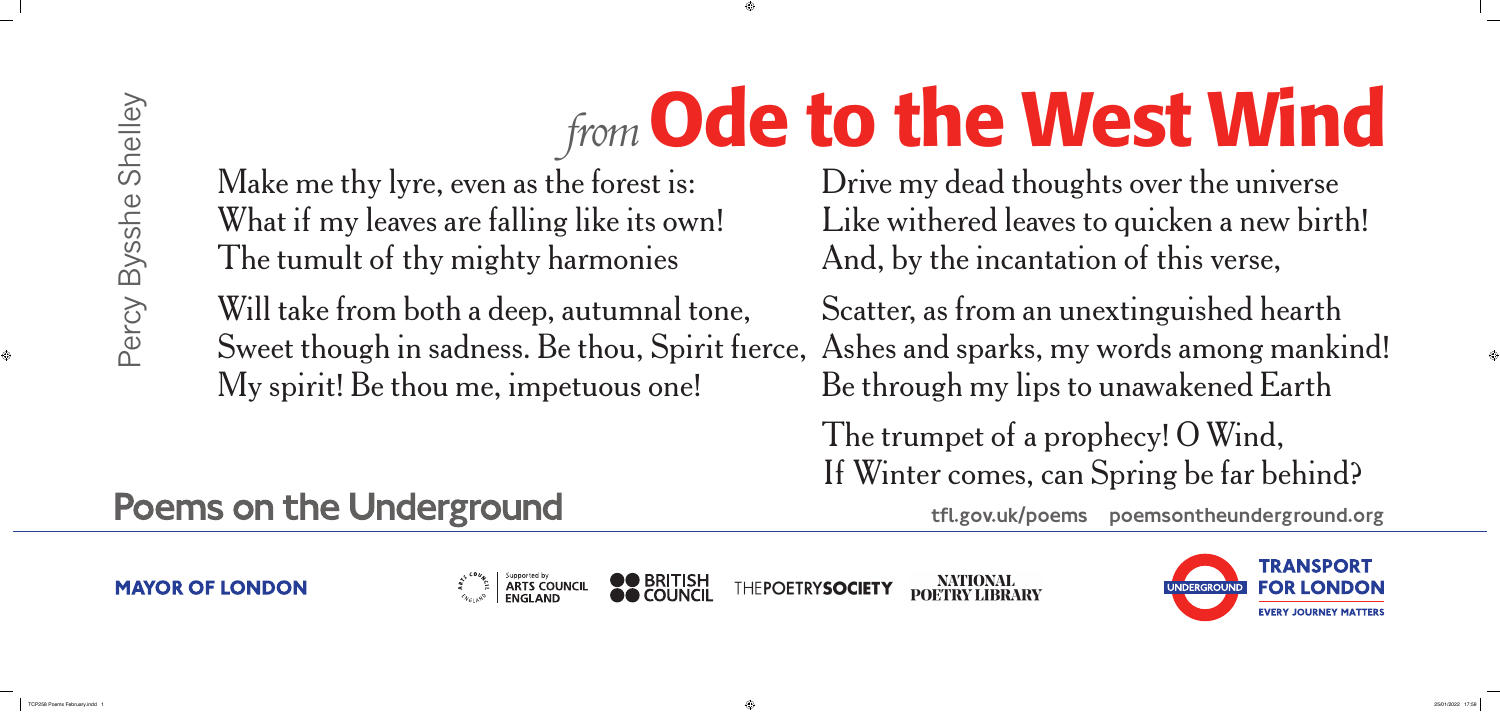# *from* Ode to the West Wind

Percy Bysshe Shelley

Make me thy lyre, even as the forest is:
What if my leaves are falling like its own!
The tumult of thy mighty harmonies

Will take from both a deep, autumnal tone,
Sweet though in sadness. Be thou, Spirit fierce,
My spirit! Be thou me, impetuous one!

Drive my dead thoughts over the universe
Like withered leaves to quicken a new birth!
And, by the incantation of this verse,

Scatter, as from an unextinguished hearth
Ashes and sparks, my words among mankind!
Be through my lips to unawakened Earth

The trumpet of a prophecy! O Wind,
If Winter comes, can Spring be far behind?

**Poems on the Underground**

tfl.gov.uk/poems poemsontheunderground.org

MAYOR OF LONDON

Supported by ARTS COUNCIL ENGLAND

BRITISH COUNCIL

THE POETRY SOCIETY

NATIONAL POETRY LIBRARY

UNDERGROUND

TRANSPORT FOR LONDON

EVERY JOURNEY MATTERS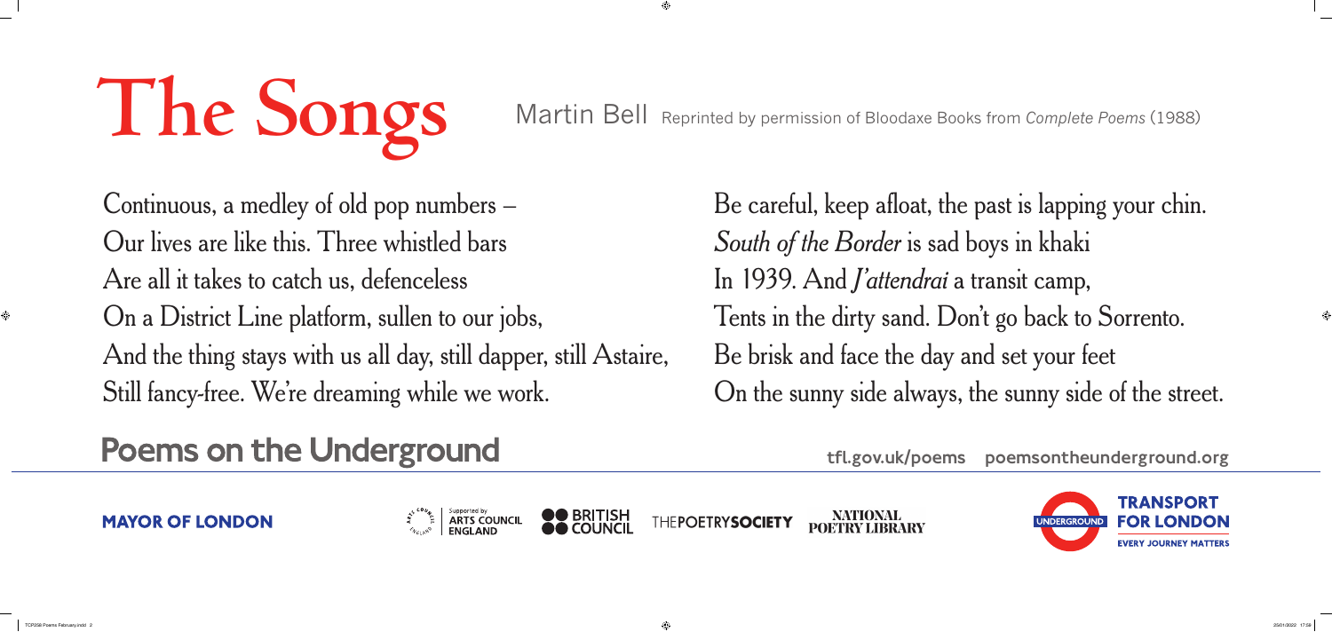# The Songs

Martin Bell Reprinted by permission of Bloodaxe Books from *Complete Poems* (1988)

Continuous, a medley of old pop numbers –
Our lives are like this. Three whistled bars
Are all it takes to catch us, defenceless
On a District Line platform, sullen to our jobs,
And the thing stays with us all day, still dapper, still Astaire,
Still fancy-free. We're dreaming while we work.

Be careful, keep afloat, the past is lapping your chin.
*South of the Border* is sad boys in khaki
In 1939. And *J'attendrai* a transit camp,
Tents in the dirty sand. Don't go back to Sorrento.
Be brisk and face the day and set your feet
On the sunny side always, the sunny side of the street.

**Poems on the Underground**

tfl.gov.uk/poems poemsontheunderground.org

MAYOR OF LONDON

Supported by ARTS COUNCIL ENGLAND

BRITISH COUNCIL

THE POETRY SOCIETY

NATIONAL POETRY LIBRARY

UNDERGROUND

TRANSPORT FOR LONDON

EVERY JOURNEY MATTERS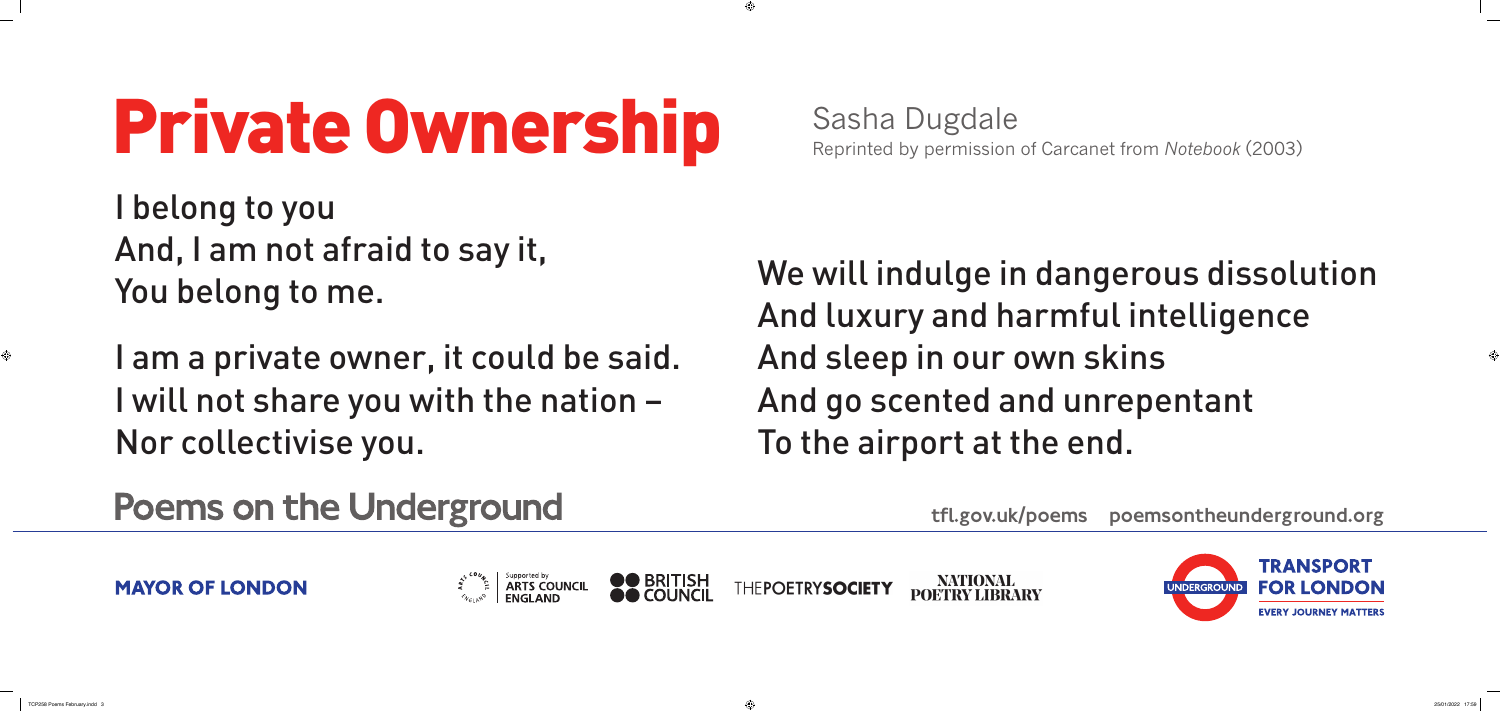# Private Ownership

Sasha Dugdale
Reprinted by permission of Carcanet from *Notebook* (2003)

I belong to you
And, I am not afraid to say it,
You belong to me.

I am a private owner, it could be said.
I will not share you with the nation –
Nor collectivise you.

We will indulge in dangerous dissolution
And luxury and harmful intelligence
And sleep in our own skins
And go scented and unrepentant
To the airport at the end.

**Poems on the Underground**

tfl.gov.uk/poems poemsontheunderground.org

MAYOR OF LONDON

Supported by ARTS COUNCIL ENGLAND

BRITISH COUNCIL

THE POETRY SOCIETY

NATIONAL POETRY LIBRARY

UNDERGROUND

TRANSPORT FOR LONDON

EVERY JOURNEY MATTERS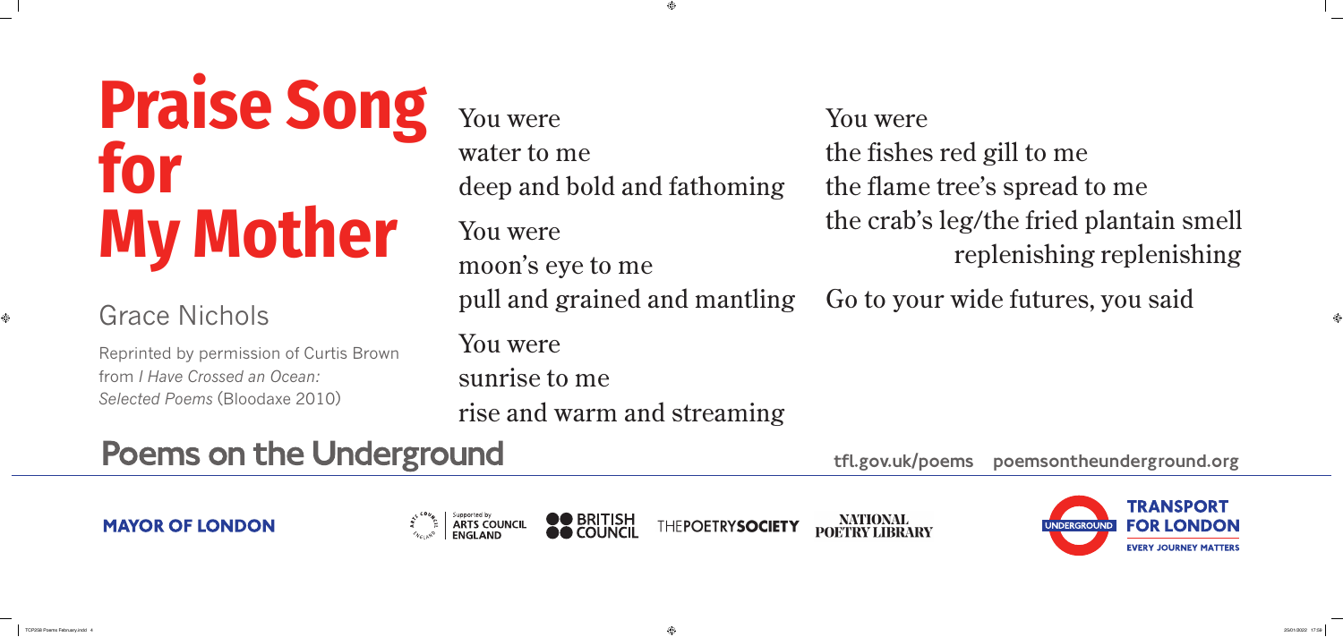# Praise Song for My Mother

## Grace Nichols

Reprinted by permission of Curtis Brown from *I Have Crossed an Ocean: Selected Poems* (Bloodaxe 2010)

You were  
water to me  
deep and bold and fathoming

You were  
moon's eye to me  
pull and grained and mantling

You were  
sunrise to me  
rise and warm and streaming

You were  
the fishes red gill to me  
the flame tree's spread to me  
the crab's leg/the fried plantain smell  
replenishing replenishing

Go to your wide futures, you said

**Poems on the Underground**

tfl.gov.uk/poems poemsontheunderground.org

MAYOR OF LONDON | Supported by ARTS COUNCIL ENGLAND | BRITISH COUNCIL | THE POETRY SOCIETY | NATIONAL POETRY LIBRARY | UNDERGROUND | TRANSPORT FOR LONDON EVERY JOURNEY MATTERS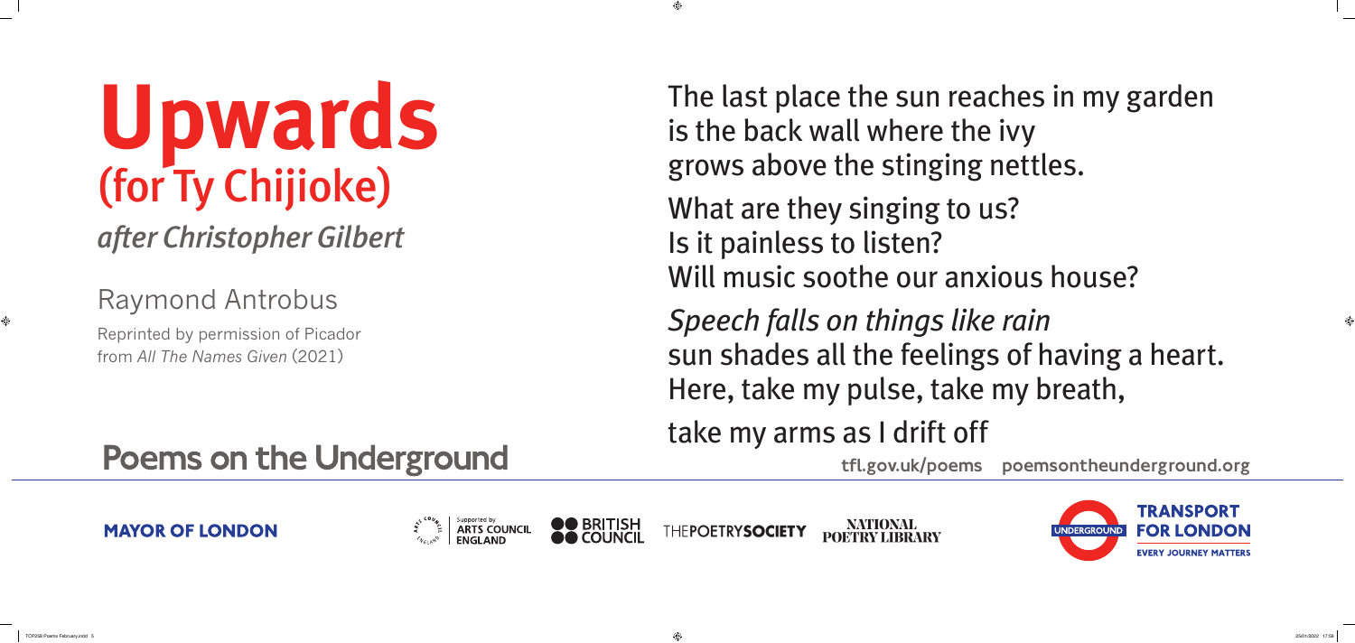# Upwards
## (for Ty Chijioke)

*after Christopher Gilbert*

Raymond Antrobus

Reprinted by permission of Picador from *All The Names Given* (2021)

The last place the sun reaches in my garden
is the back wall where the ivy
grows above the stinging nettles.

What are they singing to us?
Is it painless to listen?
Will music soothe our anxious house?

*Speech falls on things like rain*
sun shades all the feelings of having a heart.
Here, take my pulse, take my breath,

take my arms as I drift off

**Poems on the Underground**

tfl.gov.uk/poems poemsontheunderground.org

MAYOR OF LONDON

Supported by ARTS COUNCIL ENGLAND

BRITISH COUNCIL

THEPOETRYSOCIETY

NATIONAL POETRY LIBRARY

UNDERGROUND

TRANSPORT FOR LONDON

EVERY JOURNEY MATTERS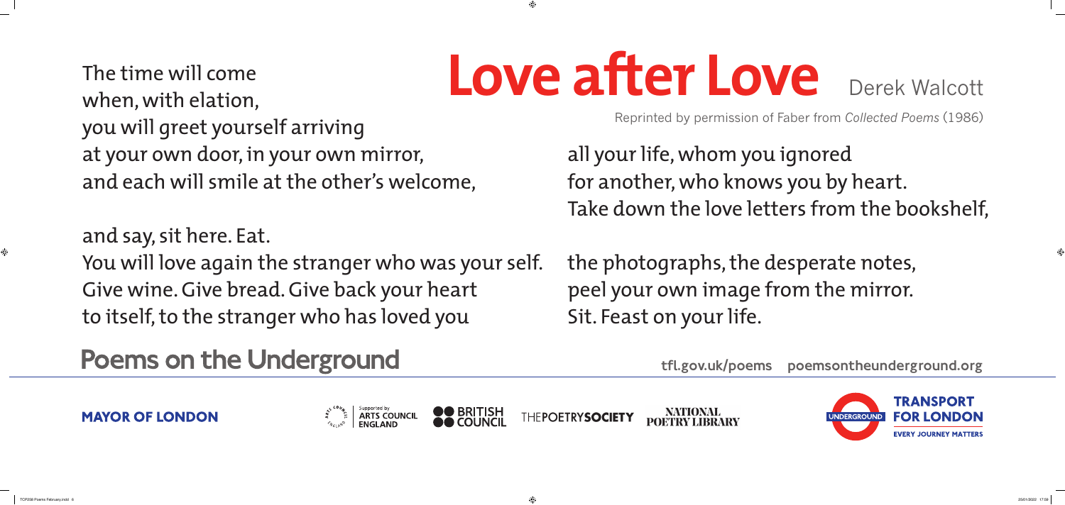# Love after Love

Derek Walcott

Reprinted by permission of Faber from *Collected Poems* (1986)

The time will come
when, with elation,
you will greet yourself arriving
at your own door, in your own mirror,
and each will smile at the other's welcome,

and say, sit here. Eat.
You will love again the stranger who was your self.
Give wine. Give bread. Give back your heart
to itself, to the stranger who has loved you

all your life, whom you ignored
for another, who knows you by heart.
Take down the love letters from the bookshelf,

the photographs, the desperate notes,
peel your own image from the mirror.
Sit. Feast on your life.

**Poems on the Underground**

tfl.gov.uk/poems poemsontheunderground.org

MAYOR OF LONDON

Supported by ARTS COUNCIL ENGLAND

BRITISH COUNCIL

THE POETRY SOCIETY

NATIONAL POETRY LIBRARY

UNDERGROUND

TRANSPORT FOR LONDON

EVERY JOURNEY MATTERS